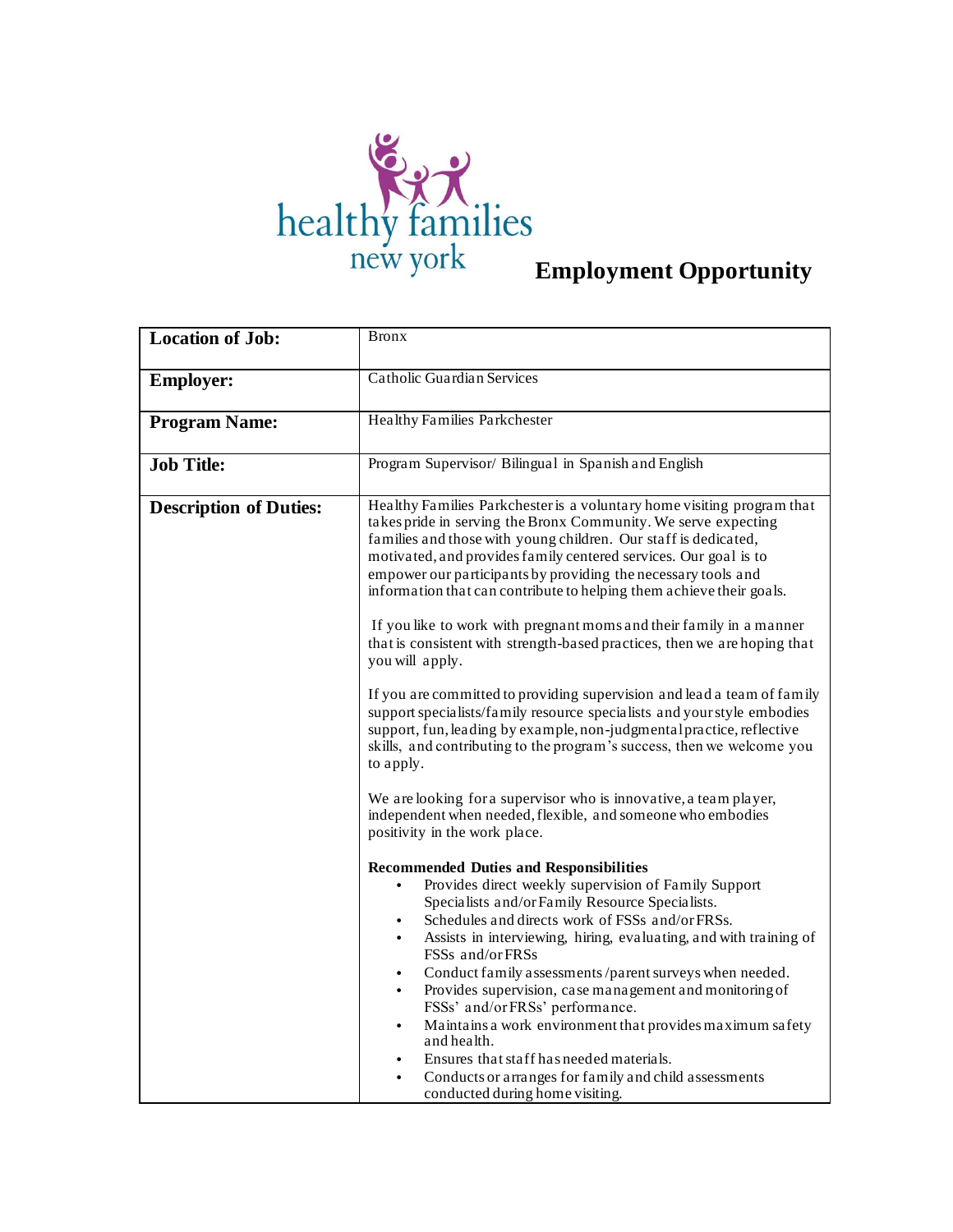healthy families new york

# Employment Opportunity

| **Location of Job:** | Bronx |
|---|---|
| **Employer:** | Catholic Guardian Services |
| **Program Name:** | Healthy Families Parkchester |
| **Job Title:** | Program Supervisor/ Bilingual in Spanish and English |
| **Description of Duties:** | Healthy Families Parkchester is a voluntary home visiting program that takes pride in serving the Bronx Community. We serve expecting families and those with young children. Our staff is dedicated, motivated, and provides family centered services. Our goal is to empower our participants by providing the necessary tools and information that can contribute to helping them achieve their goals.<br><br>If you like to work with pregnant moms and their family in a manner that is consistent with strength-based practices, then we are hoping that you will apply.<br><br>If you are committed to providing supervision and lead a team of family support specialists/family resource specialists and your style embodies support, fun, leading by example, non-judgmental practice, reflective skills, and contributing to the program's success, then we welcome you to apply.<br><br>We are looking for a supervisor who is innovative, a team player, independent when needed, flexible, and someone who embodies positivity in the work place.<br><br>**Recommended Duties and Responsibilities**<br>• Provides direct weekly supervision of Family Support Specialists and/or Family Resource Specialists.<br>• Schedules and directs work of FSSs and/or FRSs.<br>• Assists in interviewing, hiring, evaluating, and with training of FSSs and/or FRSs<br>• Conduct family assessments /parent surveys when needed.<br>• Provides supervision, case management and monitoring of FSSs' and/or FRSs' performance.<br>• Maintains a work environment that provides maximum safety and health.<br>• Ensures that staff has needed materials.<br>• Conducts or arranges for family and child assessments conducted during home visiting. |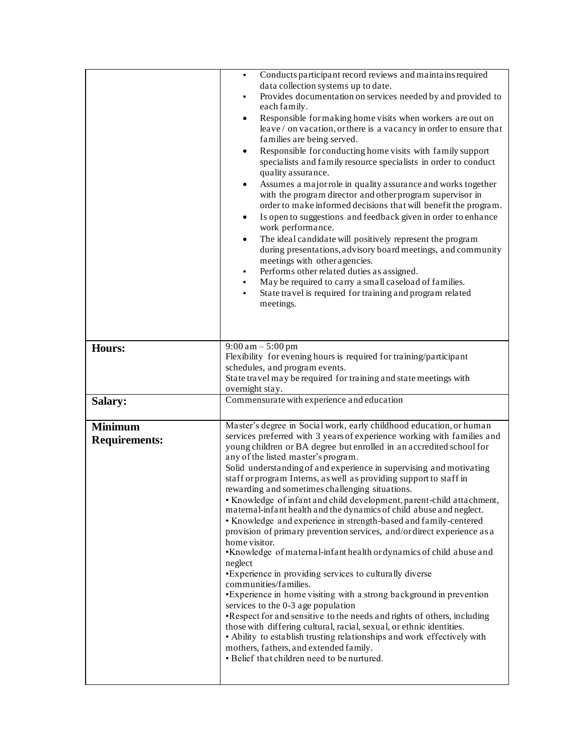| | |
|---|---|
| | • Conducts participant record reviews and maintains required data collection systems up to date.<br>• Provides documentation on services needed by and provided to each family.<br>• Responsible for making home visits when workers are out on leave / on vacation, or there is a vacancy in order to ensure that families are being served.<br>• Responsible for conducting home visits with family support specialists and family resource specialists in order to conduct quality assurance.<br>• Assumes a major role in quality assurance and works together with the program director and other program supervisor in order to make informed decisions that will benefit the program.<br>• Is open to suggestions and feedback given in order to enhance work performance.<br>• The ideal candidate will positively represent the program during presentations, advisory board meetings, and community meetings with other agencies.<br>• Performs other related duties as assigned.<br>• May be required to carry a small caseload of families.<br>• State travel is required for training and program related meetings. |
| **Hours:** | 9:00 am – 5:00 pm<br>Flexibility for evening hours is required for training/participant schedules, and program events.<br>State travel may be required for training and state meetings with overnight stay. |
| **Salary:** | Commensurate with experience and education |
| **Minimum Requirements:** | Master's degree in Social work, early childhood education, or human services preferred with 3 years of experience working with families and young children or BA degree but enrolled in an accredited school for any of the listed master's program.<br>Solid understanding of and experience in supervising and motivating staff or program Interns, as well as providing support to staff in rewarding and sometimes challenging situations.<br>• Knowledge of infant and child development, parent-child attachment, maternal-infant health and the dynamics of child abuse and neglect.<br>• Knowledge and experience in strength-based and family-centered provision of primary prevention services, and/or direct experience as a home visitor.<br>•Knowledge of maternal-infant health or dynamics of child abuse and neglect<br>•Experience in providing services to culturally diverse communities/families.<br>•Experience in home visiting with a strong background in prevention services to the 0-3 age population<br>•Respect for and sensitive to the needs and rights of others, including those with differing cultural, racial, sexual, or ethnic identities.<br>• Ability to establish trusting relationships and work effectively with mothers, fathers, and extended family.<br>• Belief that children need to be nurtured. |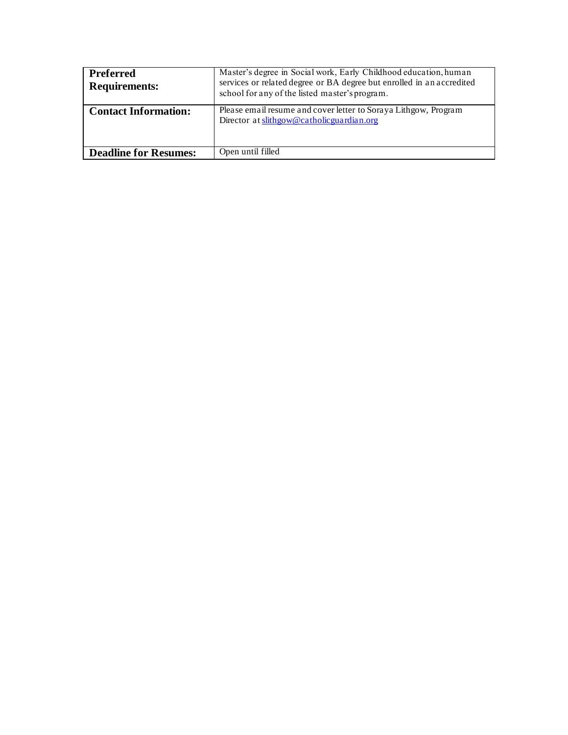| | |
|---|---|
| **Preferred Requirements:** | Master's degree in Social work, Early Childhood education, human services or related degree or BA degree but enrolled in an accredited school for any of the listed master's program. |
| **Contact Information:** | Please email resume and cover letter to Soraya Lithgow, Program Director at slithgow@catholicguardian.org |
| **Deadline for Resumes:** | Open until filled |